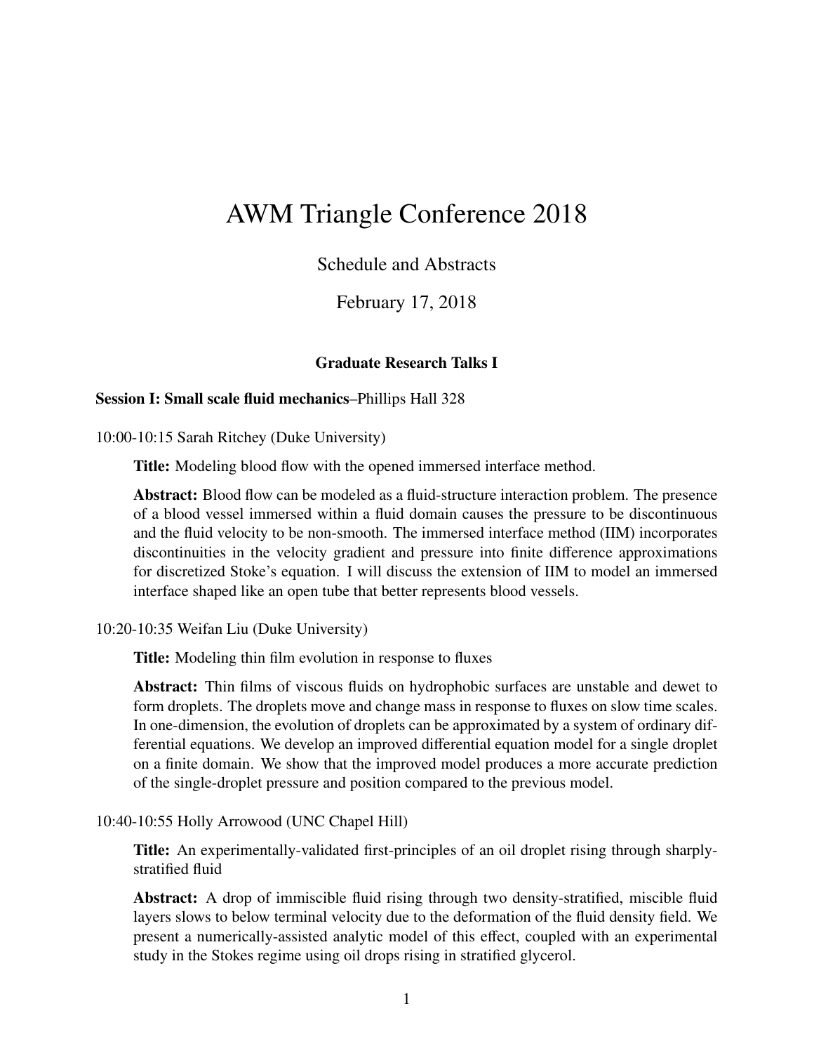# AWM Triangle Conference 2018

Schedule and Abstracts

February 17, 2018

### Graduate Research Talks I

**Session I: Small scale fluid mechanics**–Phillips Hall 328

10:00-10:15 Sarah Ritchey (Duke University)

**Title:** Modeling blood flow with the opened immersed interface method.

**Abstract:** Blood flow can be modeled as a fluid-structure interaction problem. The presence of a blood vessel immersed within a fluid domain causes the pressure to be discontinuous and the fluid velocity to be non-smooth. The immersed interface method (IIM) incorporates discontinuities in the velocity gradient and pressure into finite difference approximations for discretized Stoke's equation. I will discuss the extension of IIM to model an immersed interface shaped like an open tube that better represents blood vessels.

10:20-10:35 Weifan Liu (Duke University)

**Title:** Modeling thin film evolution in response to fluxes

**Abstract:** Thin films of viscous fluids on hydrophobic surfaces are unstable and dewet to form droplets. The droplets move and change mass in response to fluxes on slow time scales. In one-dimension, the evolution of droplets can be approximated by a system of ordinary differential equations. We develop an improved differential equation model for a single droplet on a finite domain. We show that the improved model produces a more accurate prediction of the single-droplet pressure and position compared to the previous model.

10:40-10:55 Holly Arrowood (UNC Chapel Hill)

**Title:** An experimentally-validated first-principles of an oil droplet rising through sharply-stratified fluid

**Abstract:** A drop of immiscible fluid rising through two density-stratified, miscible fluid layers slows to below terminal velocity due to the deformation of the fluid density field. We present a numerically-assisted analytic model of this effect, coupled with an experimental study in the Stokes regime using oil drops rising in stratified glycerol.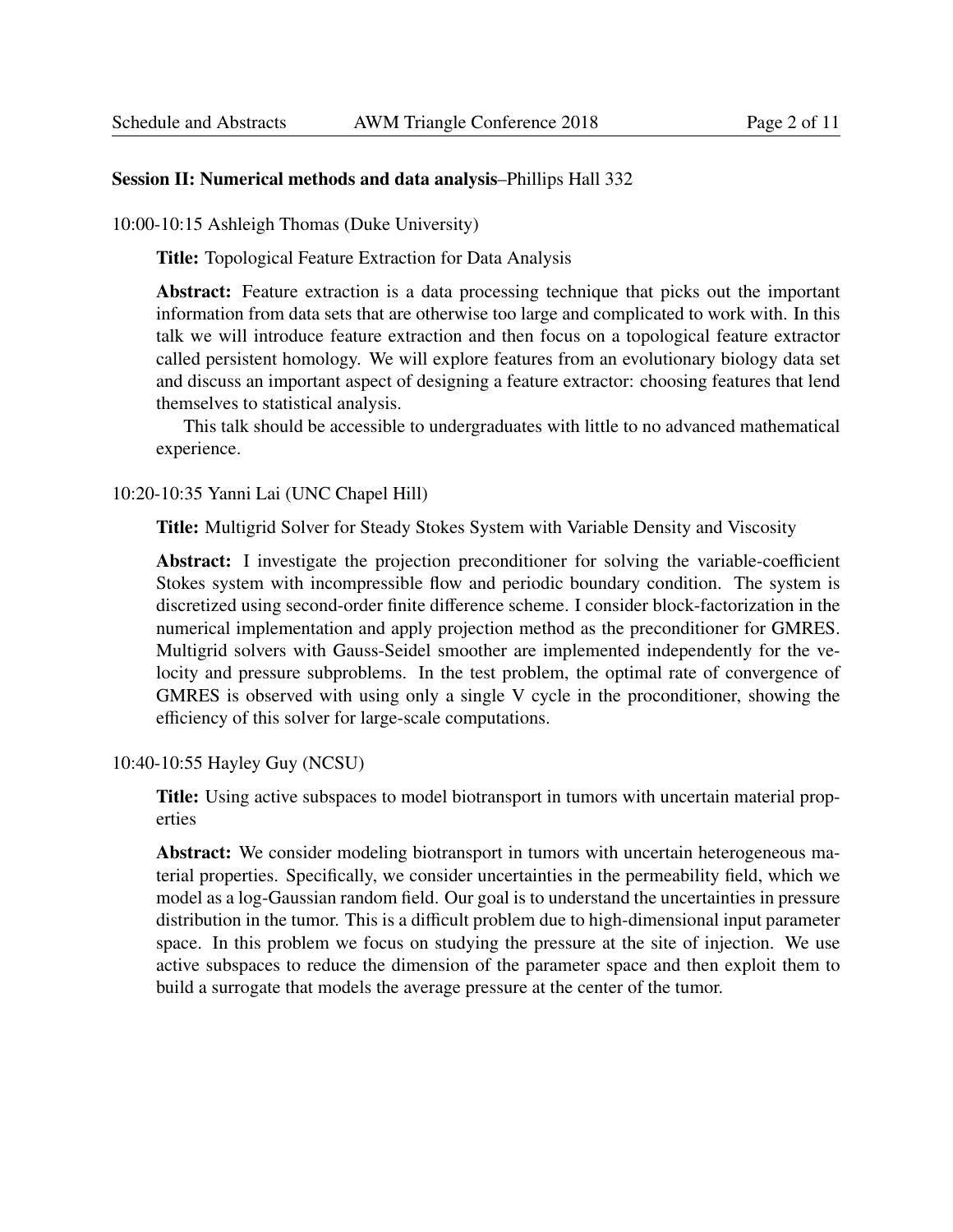**Session II: Numerical methods and data analysis**–Phillips Hall 332

10:00-10:15 Ashleigh Thomas (Duke University)

**Title:** Topological Feature Extraction for Data Analysis

**Abstract:** Feature extraction is a data processing technique that picks out the important information from data sets that are otherwise too large and complicated to work with. In this talk we will introduce feature extraction and then focus on a topological feature extractor called persistent homology. We will explore features from an evolutionary biology data set and discuss an important aspect of designing a feature extractor: choosing features that lend themselves to statistical analysis.

This talk should be accessible to undergraduates with little to no advanced mathematical experience.

10:20-10:35 Yanni Lai (UNC Chapel Hill)

**Title:** Multigrid Solver for Steady Stokes System with Variable Density and Viscosity

**Abstract:** I investigate the projection preconditioner for solving the variable-coefficient Stokes system with incompressible flow and periodic boundary condition. The system is discretized using second-order finite difference scheme. I consider block-factorization in the numerical implementation and apply projection method as the preconditioner for GMRES. Multigrid solvers with Gauss-Seidel smoother are implemented independently for the velocity and pressure subproblems. In the test problem, the optimal rate of convergence of GMRES is observed with using only a single V cycle in the proconditioner, showing the efficiency of this solver for large-scale computations.

10:40-10:55 Hayley Guy (NCSU)

**Title:** Using active subspaces to model biotransport in tumors with uncertain material properties

**Abstract:** We consider modeling biotransport in tumors with uncertain heterogeneous material properties. Specifically, we consider uncertainties in the permeability field, which we model as a log-Gaussian random field. Our goal is to understand the uncertainties in pressure distribution in the tumor. This is a difficult problem due to high-dimensional input parameter space. In this problem we focus on studying the pressure at the site of injection. We use active subspaces to reduce the dimension of the parameter space and then exploit them to build a surrogate that models the average pressure at the center of the tumor.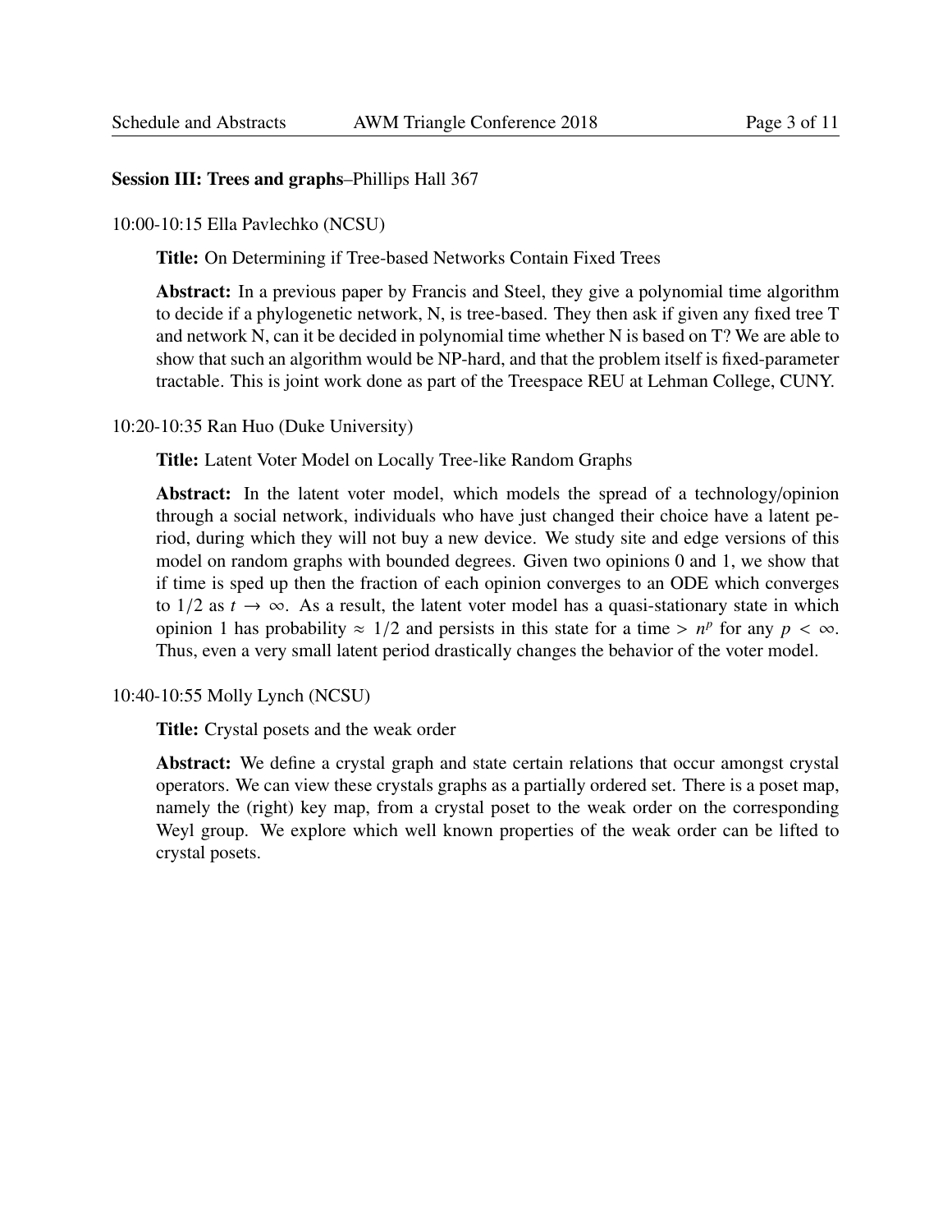**Session III: Trees and graphs**–Phillips Hall 367

10:00-10:15 Ella Pavlechko (NCSU)

**Title:** On Determining if Tree-based Networks Contain Fixed Trees

**Abstract:** In a previous paper by Francis and Steel, they give a polynomial time algorithm to decide if a phylogenetic network, N, is tree-based. They then ask if given any fixed tree T and network N, can it be decided in polynomial time whether N is based on T? We are able to show that such an algorithm would be NP-hard, and that the problem itself is fixed-parameter tractable. This is joint work done as part of the Treespace REU at Lehman College, CUNY.

10:20-10:35 Ran Huo (Duke University)

**Title:** Latent Voter Model on Locally Tree-like Random Graphs

**Abstract:** In the latent voter model, which models the spread of a technology/opinion through a social network, individuals who have just changed their choice have a latent period, during which they will not buy a new device. We study site and edge versions of this model on random graphs with bounded degrees. Given two opinions 0 and 1, we show that if time is sped up then the fraction of each opinion converges to an ODE which converges to $1/2$ as $t \to \infty$. As a result, the latent voter model has a quasi-stationary state in which opinion 1 has probability $\approx 1/2$ and persists in this state for a time $> n^p$ for any $p < \infty$. Thus, even a very small latent period drastically changes the behavior of the voter model.

10:40-10:55 Molly Lynch (NCSU)

**Title:** Crystal posets and the weak order

**Abstract:** We define a crystal graph and state certain relations that occur amongst crystal operators. We can view these crystals graphs as a partially ordered set. There is a poset map, namely the (right) key map, from a crystal poset to the weak order on the corresponding Weyl group. We explore which well known properties of the weak order can be lifted to crystal posets.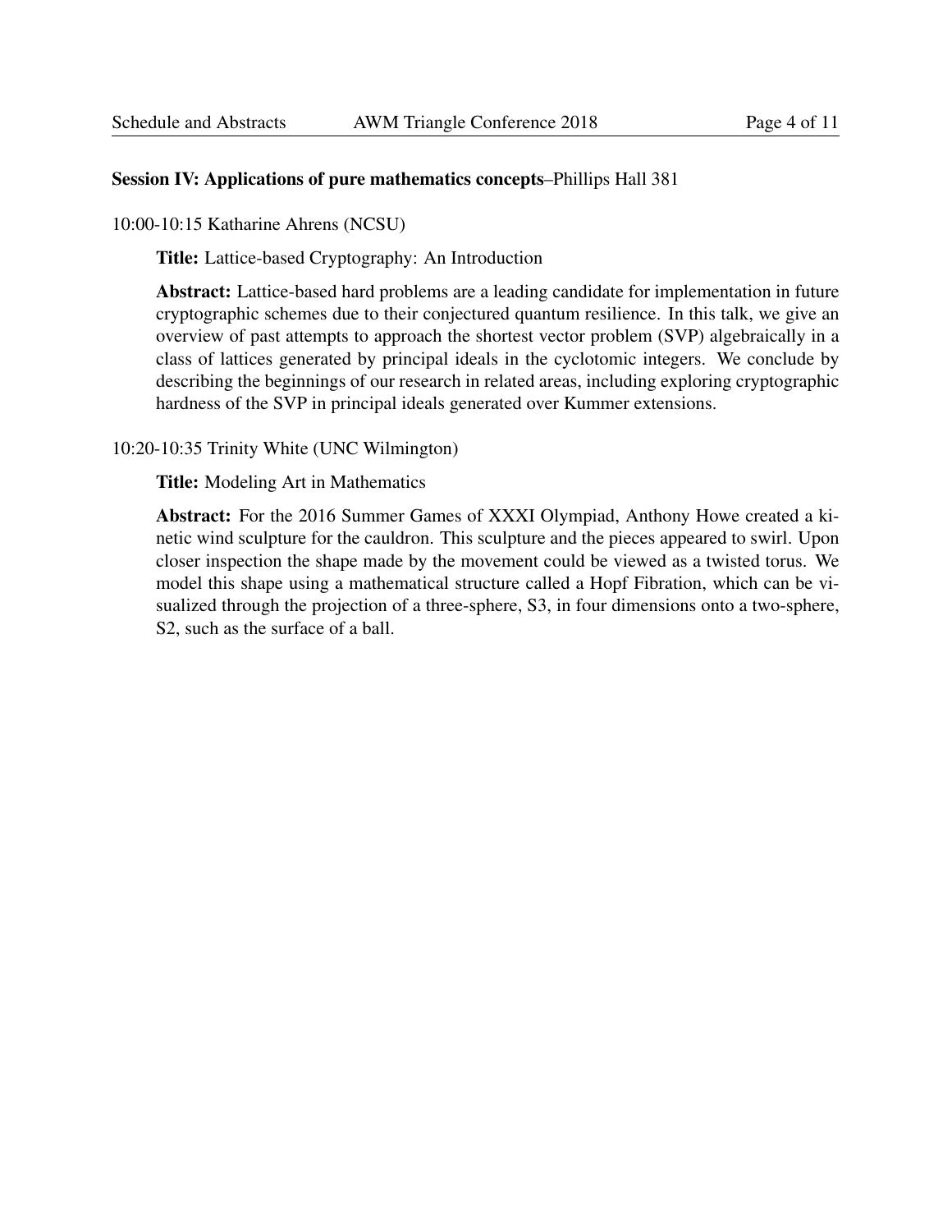**Session IV: Applications of pure mathematics concepts**–Phillips Hall 381

10:00-10:15 Katharine Ahrens (NCSU)

**Title:** Lattice-based Cryptography: An Introduction

**Abstract:** Lattice-based hard problems are a leading candidate for implementation in future cryptographic schemes due to their conjectured quantum resilience. In this talk, we give an overview of past attempts to approach the shortest vector problem (SVP) algebraically in a class of lattices generated by principal ideals in the cyclotomic integers. We conclude by describing the beginnings of our research in related areas, including exploring cryptographic hardness of the SVP in principal ideals generated over Kummer extensions.

10:20-10:35 Trinity White (UNC Wilmington)

**Title:** Modeling Art in Mathematics

**Abstract:** For the 2016 Summer Games of XXXI Olympiad, Anthony Howe created a kinetic wind sculpture for the cauldron. This sculpture and the pieces appeared to swirl. Upon closer inspection the shape made by the movement could be viewed as a twisted torus. We model this shape using a mathematical structure called a Hopf Fibration, which can be visualized through the projection of a three-sphere, S3, in four dimensions onto a two-sphere, S2, such as the surface of a ball.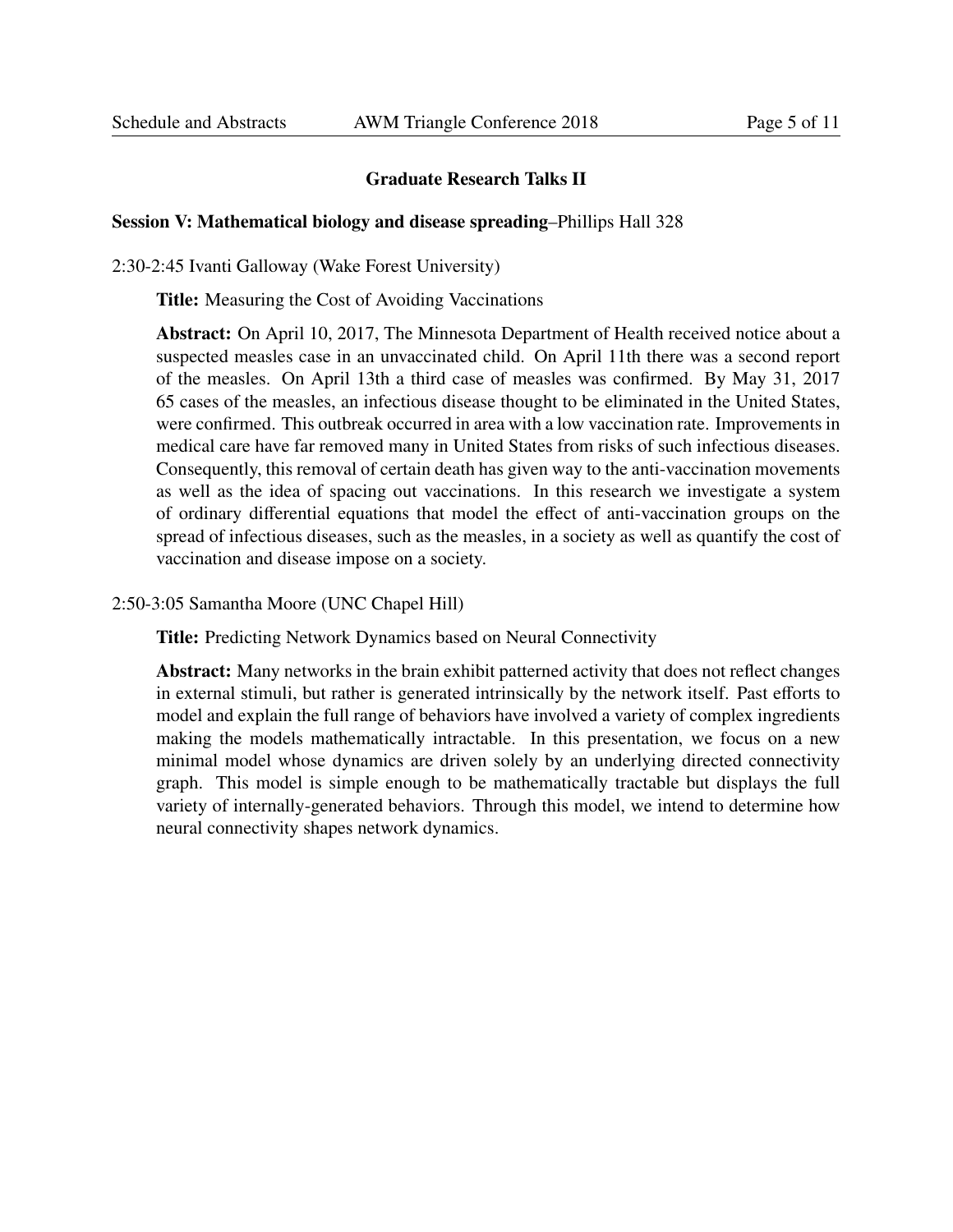## Graduate Research Talks II

**Session V: Mathematical biology and disease spreading**–Phillips Hall 328

2:30-2:45 Ivanti Galloway (Wake Forest University)

**Title:** Measuring the Cost of Avoiding Vaccinations

**Abstract:** On April 10, 2017, The Minnesota Department of Health received notice about a suspected measles case in an unvaccinated child. On April 11th there was a second report of the measles. On April 13th a third case of measles was confirmed. By May 31, 2017 65 cases of the measles, an infectious disease thought to be eliminated in the United States, were confirmed. This outbreak occurred in area with a low vaccination rate. Improvements in medical care have far removed many in United States from risks of such infectious diseases. Consequently, this removal of certain death has given way to the anti-vaccination movements as well as the idea of spacing out vaccinations. In this research we investigate a system of ordinary differential equations that model the effect of anti-vaccination groups on the spread of infectious diseases, such as the measles, in a society as well as quantify the cost of vaccination and disease impose on a society.

2:50-3:05 Samantha Moore (UNC Chapel Hill)

**Title:** Predicting Network Dynamics based on Neural Connectivity

**Abstract:** Many networks in the brain exhibit patterned activity that does not reflect changes in external stimuli, but rather is generated intrinsically by the network itself. Past efforts to model and explain the full range of behaviors have involved a variety of complex ingredients making the models mathematically intractable. In this presentation, we focus on a new minimal model whose dynamics are driven solely by an underlying directed connectivity graph. This model is simple enough to be mathematically tractable but displays the full variety of internally-generated behaviors. Through this model, we intend to determine how neural connectivity shapes network dynamics.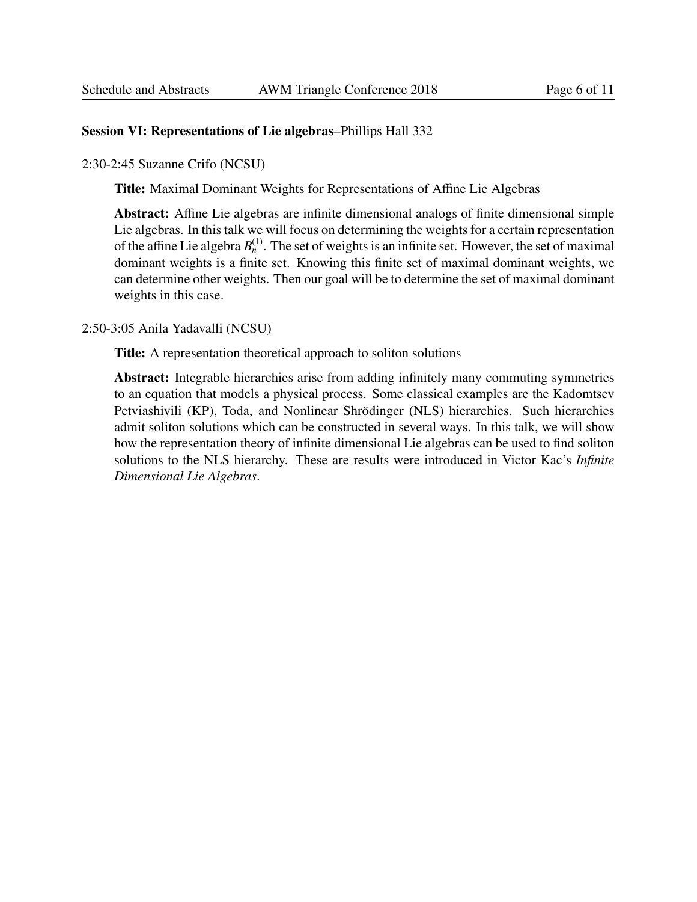**Session VI: Representations of Lie algebras**–Phillips Hall 332

2:30-2:45 Suzanne Crifo (NCSU)

**Title:** Maximal Dominant Weights for Representations of Affine Lie Algebras

**Abstract:** Affine Lie algebras are infinite dimensional analogs of finite dimensional simple Lie algebras. In this talk we will focus on determining the weights for a certain representation of the affine Lie algebra $B_n^{(1)}$. The set of weights is an infinite set. However, the set of maximal dominant weights is a finite set. Knowing this finite set of maximal dominant weights, we can determine other weights. Then our goal will be to determine the set of maximal dominant weights in this case.

2:50-3:05 Anila Yadavalli (NCSU)

**Title:** A representation theoretical approach to soliton solutions

**Abstract:** Integrable hierarchies arise from adding infinitely many commuting symmetries to an equation that models a physical process. Some classical examples are the Kadomtsev Petviashivili (KP), Toda, and Nonlinear Shrödinger (NLS) hierarchies. Such hierarchies admit soliton solutions which can be constructed in several ways. In this talk, we will show how the representation theory of infinite dimensional Lie algebras can be used to find soliton solutions to the NLS hierarchy. These are results were introduced in Victor Kac's *Infinite Dimensional Lie Algebras*.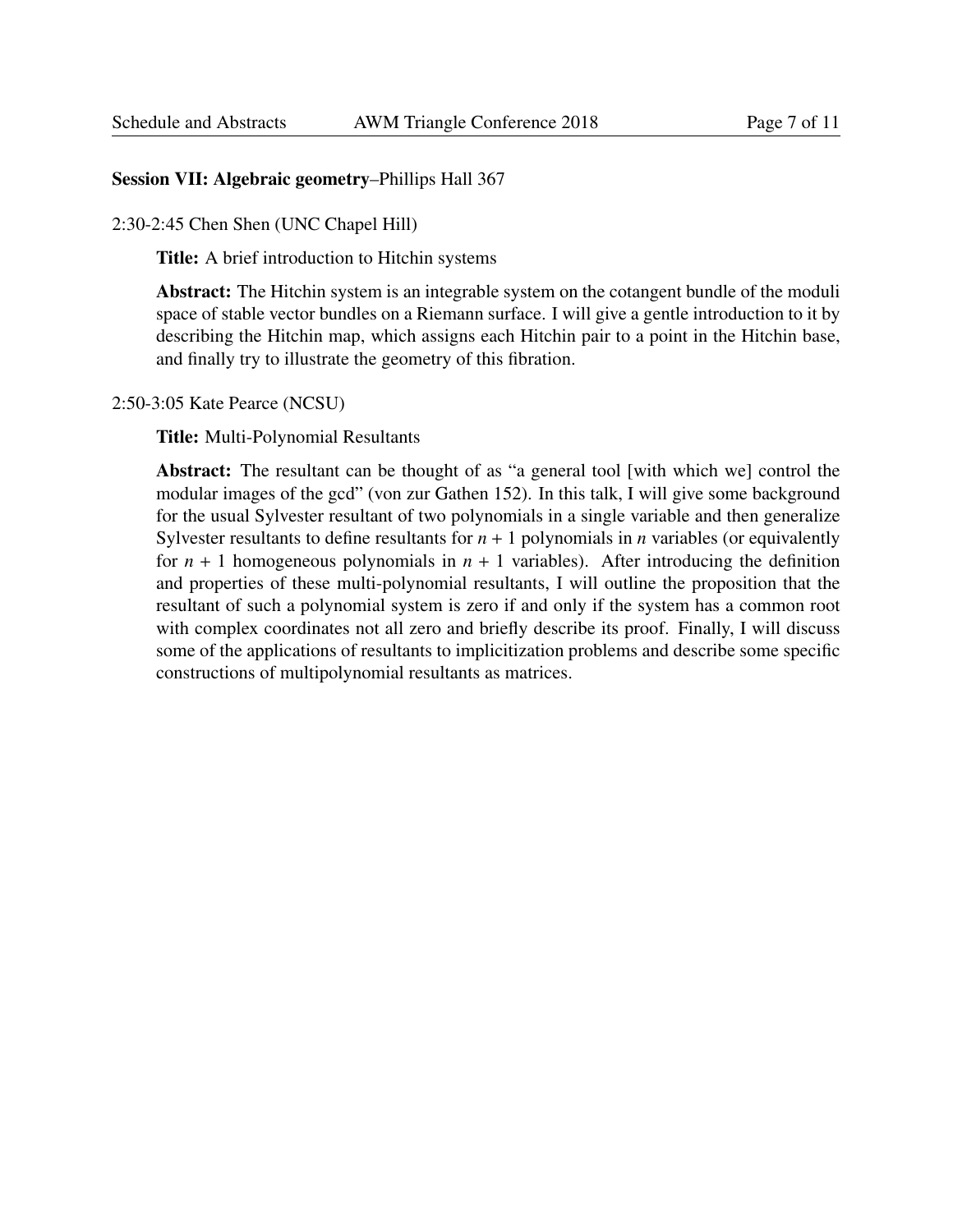**Session VII: Algebraic geometry**–Phillips Hall 367

2:30-2:45 Chen Shen (UNC Chapel Hill)

**Title:** A brief introduction to Hitchin systems

**Abstract:** The Hitchin system is an integrable system on the cotangent bundle of the moduli space of stable vector bundles on a Riemann surface. I will give a gentle introduction to it by describing the Hitchin map, which assigns each Hitchin pair to a point in the Hitchin base, and finally try to illustrate the geometry of this fibration.

2:50-3:05 Kate Pearce (NCSU)

**Title:** Multi-Polynomial Resultants

**Abstract:** The resultant can be thought of as "a general tool [with which we] control the modular images of the gcd" (von zur Gathen 152). In this talk, I will give some background for the usual Sylvester resultant of two polynomials in a single variable and then generalize Sylvester resultants to define resultants for $n + 1$ polynomials in $n$ variables (or equivalently for $n + 1$ homogeneous polynomials in $n + 1$ variables). After introducing the definition and properties of these multi-polynomial resultants, I will outline the proposition that the resultant of such a polynomial system is zero if and only if the system has a common root with complex coordinates not all zero and briefly describe its proof. Finally, I will discuss some of the applications of resultants to implicitization problems and describe some specific constructions of multipolynomial resultants as matrices.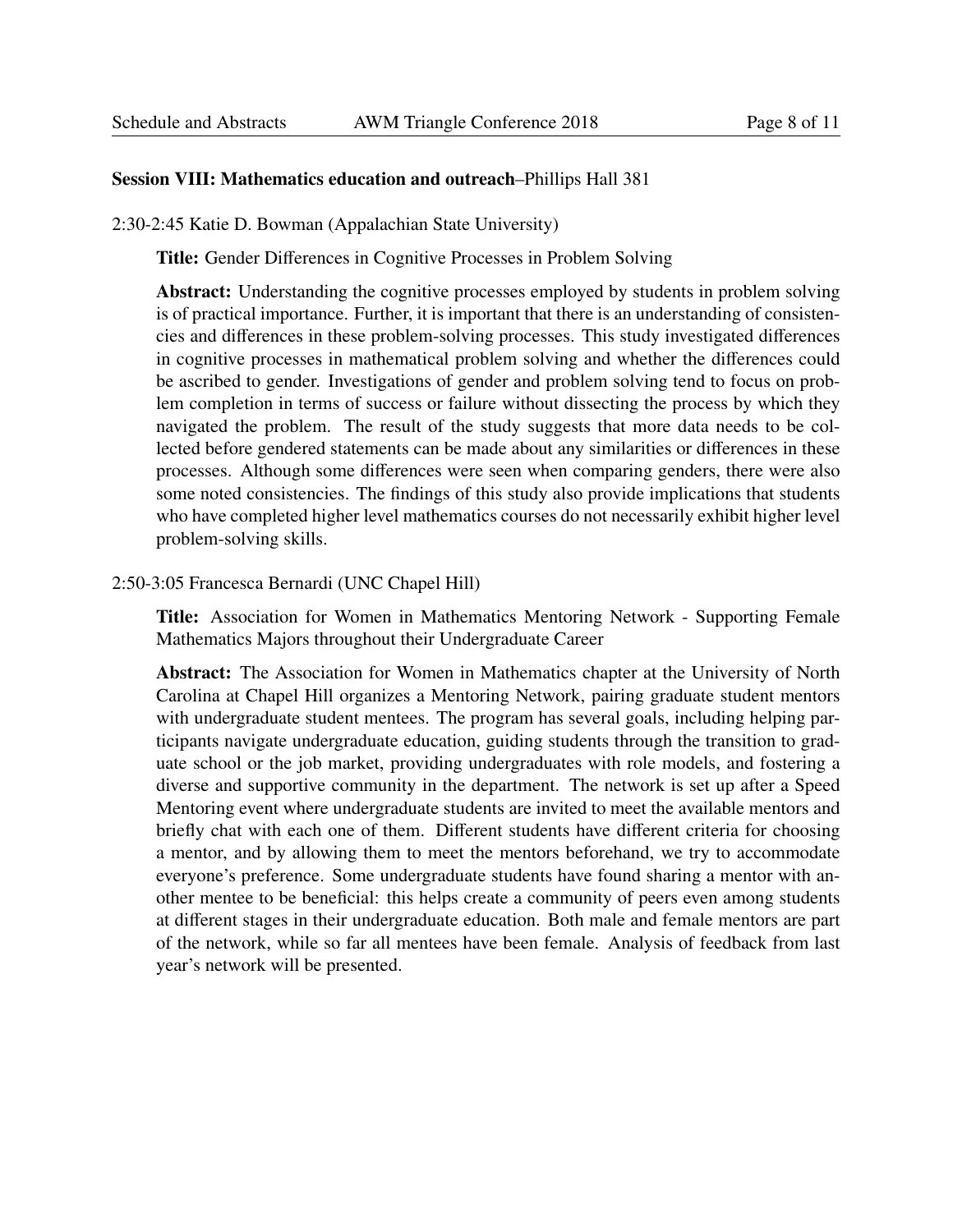**Session VIII: Mathematics education and outreach**–Phillips Hall 381

2:30-2:45 Katie D. Bowman (Appalachian State University)

**Title:** Gender Differences in Cognitive Processes in Problem Solving

**Abstract:** Understanding the cognitive processes employed by students in problem solving is of practical importance. Further, it is important that there is an understanding of consistencies and differences in these problem-solving processes. This study investigated differences in cognitive processes in mathematical problem solving and whether the differences could be ascribed to gender. Investigations of gender and problem solving tend to focus on problem completion in terms of success or failure without dissecting the process by which they navigated the problem. The result of the study suggests that more data needs to be collected before gendered statements can be made about any similarities or differences in these processes. Although some differences were seen when comparing genders, there were also some noted consistencies. The findings of this study also provide implications that students who have completed higher level mathematics courses do not necessarily exhibit higher level problem-solving skills.

2:50-3:05 Francesca Bernardi (UNC Chapel Hill)

**Title:** Association for Women in Mathematics Mentoring Network - Supporting Female Mathematics Majors throughout their Undergraduate Career

**Abstract:** The Association for Women in Mathematics chapter at the University of North Carolina at Chapel Hill organizes a Mentoring Network, pairing graduate student mentors with undergraduate student mentees. The program has several goals, including helping participants navigate undergraduate education, guiding students through the transition to graduate school or the job market, providing undergraduates with role models, and fostering a diverse and supportive community in the department. The network is set up after a Speed Mentoring event where undergraduate students are invited to meet the available mentors and briefly chat with each one of them. Different students have different criteria for choosing a mentor, and by allowing them to meet the mentors beforehand, we try to accommodate everyone's preference. Some undergraduate students have found sharing a mentor with another mentee to be beneficial: this helps create a community of peers even among students at different stages in their undergraduate education. Both male and female mentors are part of the network, while so far all mentees have been female. Analysis of feedback from last year's network will be presented.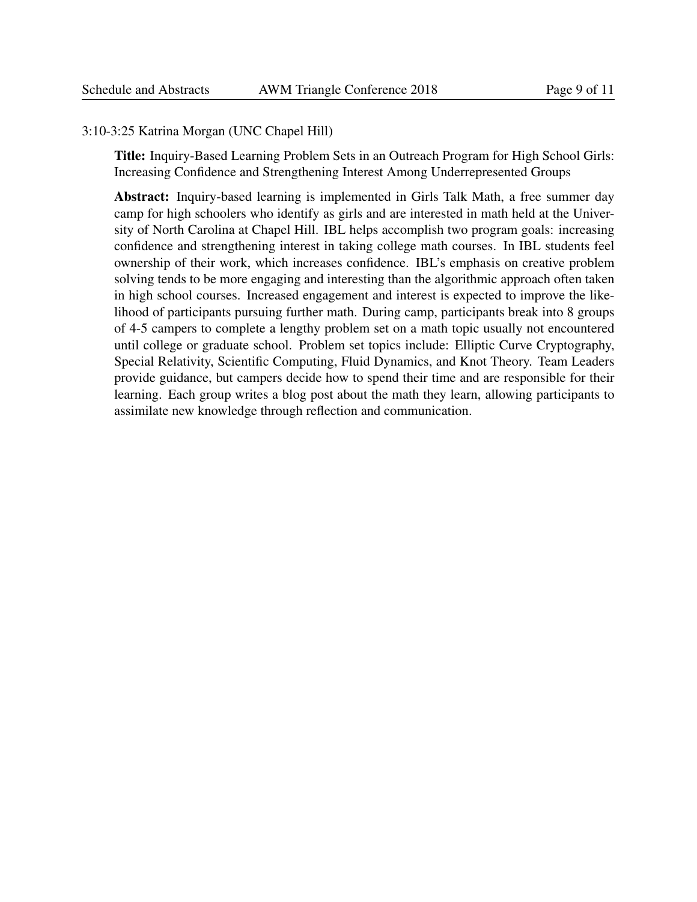3:10-3:25 Katrina Morgan (UNC Chapel Hill)

**Title:** Inquiry-Based Learning Problem Sets in an Outreach Program for High School Girls: Increasing Confidence and Strengthening Interest Among Underrepresented Groups

**Abstract:** Inquiry-based learning is implemented in Girls Talk Math, a free summer day camp for high schoolers who identify as girls and are interested in math held at the University of North Carolina at Chapel Hill. IBL helps accomplish two program goals: increasing confidence and strengthening interest in taking college math courses. In IBL students feel ownership of their work, which increases confidence. IBL's emphasis on creative problem solving tends to be more engaging and interesting than the algorithmic approach often taken in high school courses. Increased engagement and interest is expected to improve the likelihood of participants pursuing further math. During camp, participants break into 8 groups of 4-5 campers to complete a lengthy problem set on a math topic usually not encountered until college or graduate school. Problem set topics include: Elliptic Curve Cryptography, Special Relativity, Scientific Computing, Fluid Dynamics, and Knot Theory. Team Leaders provide guidance, but campers decide how to spend their time and are responsible for their learning. Each group writes a blog post about the math they learn, allowing participants to assimilate new knowledge through reflection and communication.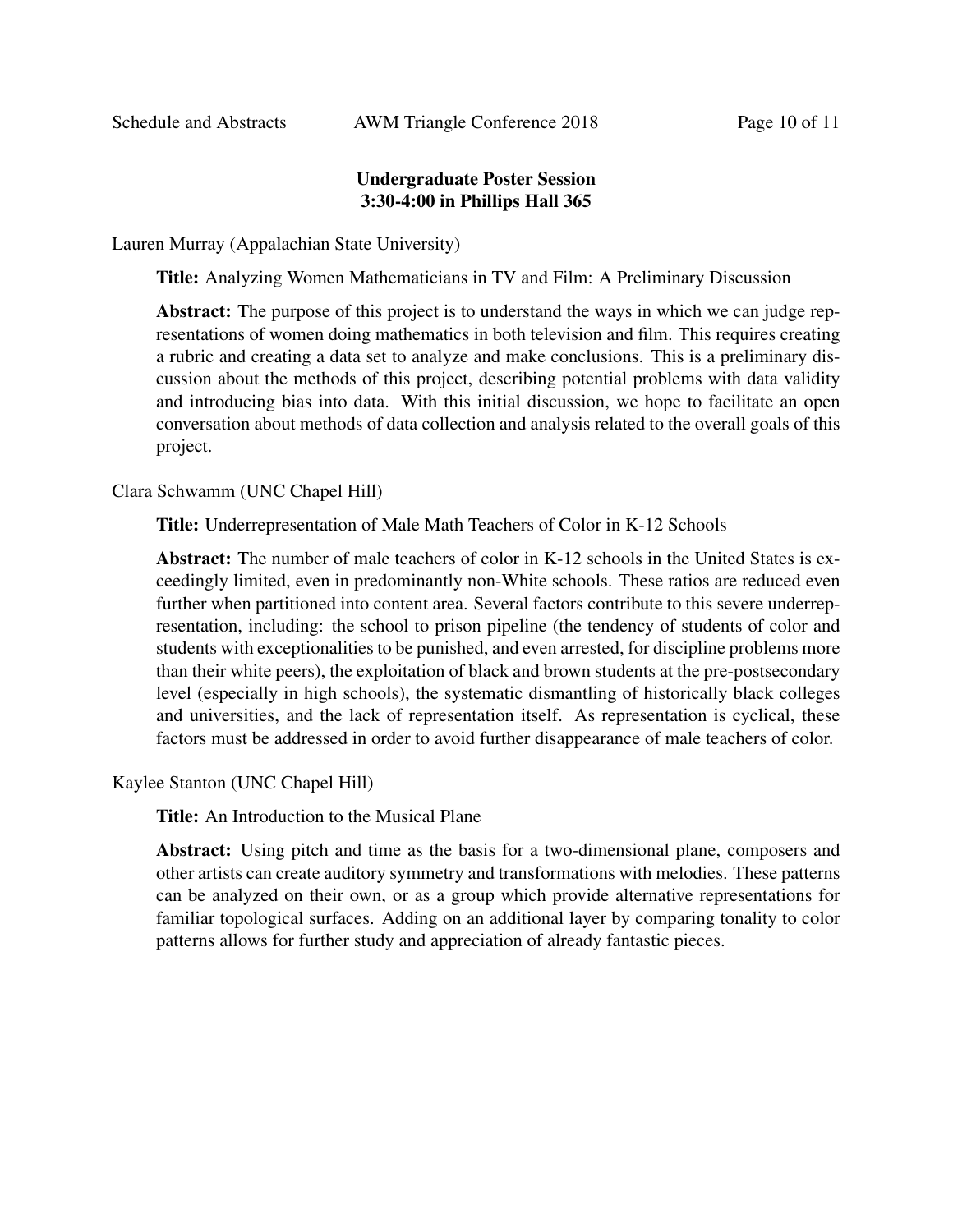## Undergraduate Poster Session
## 3:30-4:00 in Phillips Hall 365

Lauren Murray (Appalachian State University)

**Title:** Analyzing Women Mathematicians in TV and Film: A Preliminary Discussion

**Abstract:** The purpose of this project is to understand the ways in which we can judge representations of women doing mathematics in both television and film. This requires creating a rubric and creating a data set to analyze and make conclusions. This is a preliminary discussion about the methods of this project, describing potential problems with data validity and introducing bias into data. With this initial discussion, we hope to facilitate an open conversation about methods of data collection and analysis related to the overall goals of this project.

Clara Schwamm (UNC Chapel Hill)

**Title:** Underrepresentation of Male Math Teachers of Color in K-12 Schools

**Abstract:** The number of male teachers of color in K-12 schools in the United States is exceedingly limited, even in predominantly non-White schools. These ratios are reduced even further when partitioned into content area. Several factors contribute to this severe underrepresentation, including: the school to prison pipeline (the tendency of students of color and students with exceptionalities to be punished, and even arrested, for discipline problems more than their white peers), the exploitation of black and brown students at the pre-postsecondary level (especially in high schools), the systematic dismantling of historically black colleges and universities, and the lack of representation itself. As representation is cyclical, these factors must be addressed in order to avoid further disappearance of male teachers of color.

Kaylee Stanton (UNC Chapel Hill)

**Title:** An Introduction to the Musical Plane

**Abstract:** Using pitch and time as the basis for a two-dimensional plane, composers and other artists can create auditory symmetry and transformations with melodies. These patterns can be analyzed on their own, or as a group which provide alternative representations for familiar topological surfaces. Adding on an additional layer by comparing tonality to color patterns allows for further study and appreciation of already fantastic pieces.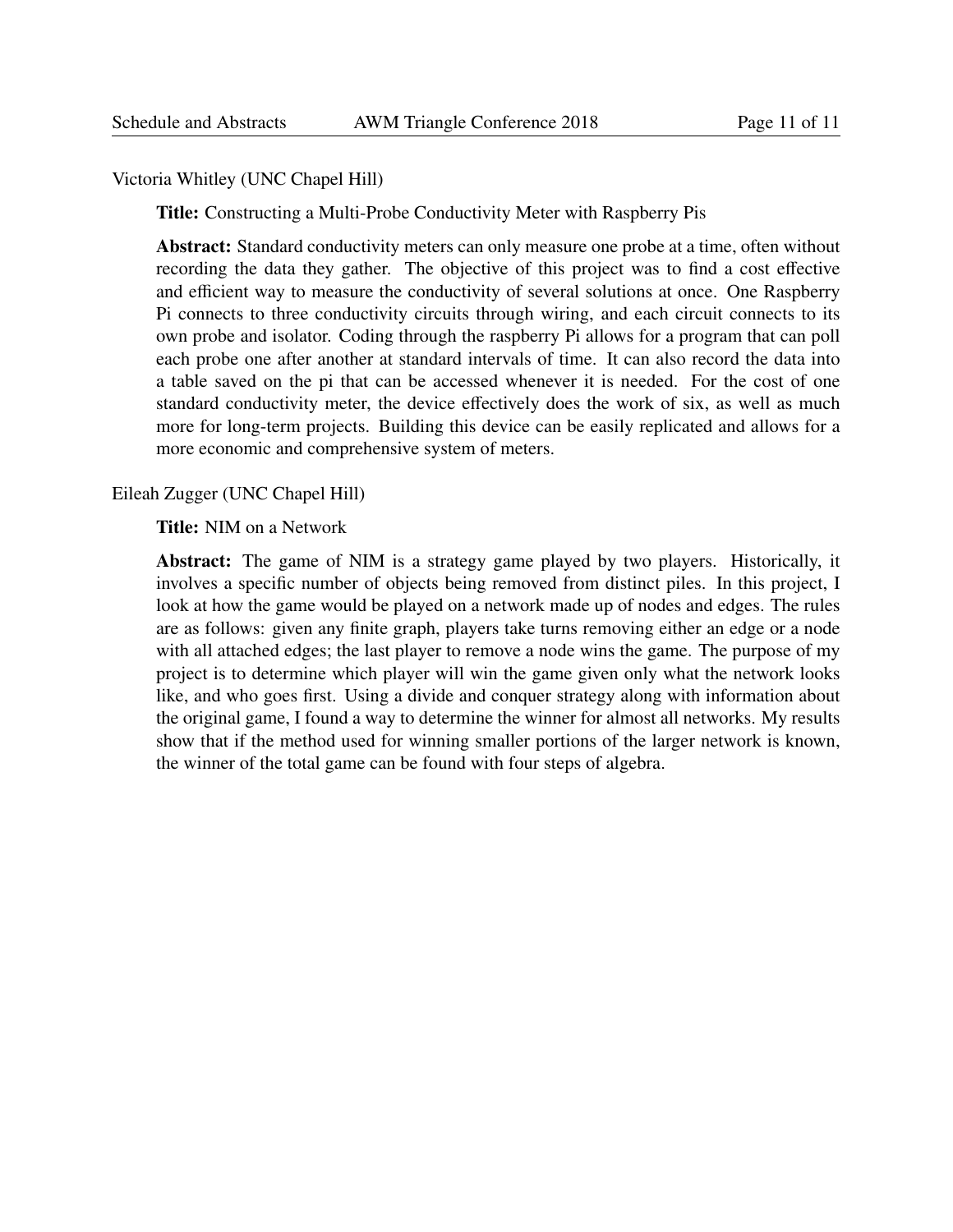Victoria Whitley (UNC Chapel Hill)

**Title:** Constructing a Multi-Probe Conductivity Meter with Raspberry Pis

**Abstract:** Standard conductivity meters can only measure one probe at a time, often without recording the data they gather. The objective of this project was to find a cost effective and efficient way to measure the conductivity of several solutions at once. One Raspberry Pi connects to three conductivity circuits through wiring, and each circuit connects to its own probe and isolator. Coding through the raspberry Pi allows for a program that can poll each probe one after another at standard intervals of time. It can also record the data into a table saved on the pi that can be accessed whenever it is needed. For the cost of one standard conductivity meter, the device effectively does the work of six, as well as much more for long-term projects. Building this device can be easily replicated and allows for a more economic and comprehensive system of meters.

Eileah Zugger (UNC Chapel Hill)

**Title:** NIM on a Network

**Abstract:** The game of NIM is a strategy game played by two players. Historically, it involves a specific number of objects being removed from distinct piles. In this project, I look at how the game would be played on a network made up of nodes and edges. The rules are as follows: given any finite graph, players take turns removing either an edge or a node with all attached edges; the last player to remove a node wins the game. The purpose of my project is to determine which player will win the game given only what the network looks like, and who goes first. Using a divide and conquer strategy along with information about the original game, I found a way to determine the winner for almost all networks. My results show that if the method used for winning smaller portions of the larger network is known, the winner of the total game can be found with four steps of algebra.